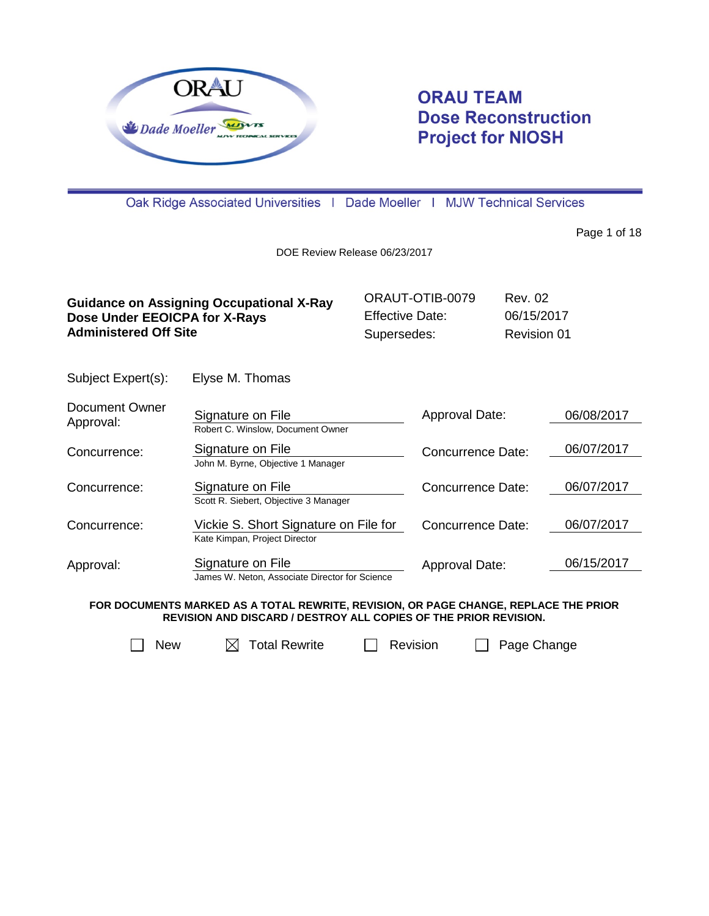# ORAU TEAM Dose Reconstruction Project for NIOSH

Oak Ridge Associated Universities | Dade Moeller | MJW Technical Services

DOE Review Release 06/23/2017

| **Guidance on Assigning Occupational X-Ray Dose Under EEOICPA for X-Rays Administered Off Site** | ORAUT-OTIB-0079 | Rev. 02 |
|---|---|---|
| | Effective Date: | 06/15/2017 |
| | Supersedes: | Revision 01 |

Subject Expert(s): Elyse M. Thomas

| | | | |
|---|---|---|---|
| Document Owner Approval: | Signature on File<br>Robert C. Winslow, Document Owner | Approval Date: | 06/08/2017 |
| Concurrence: | Signature on File<br>John M. Byrne, Objective 1 Manager | Concurrence Date: | 06/07/2017 |
| Concurrence: | Signature on File<br>Scott R. Siebert, Objective 3 Manager | Concurrence Date: | 06/07/2017 |
| Concurrence: | Vickie S. Short Signature on File for<br>Kate Kimpan, Project Director | Concurrence Date: | 06/07/2017 |
| Approval: | Signature on File<br>James W. Neton, Associate Director for Science | Approval Date: | 06/15/2017 |

**FOR DOCUMENTS MARKED AS A TOTAL REWRITE, REVISION, OR PAGE CHANGE, REPLACE THE PRIOR REVISION AND DISCARD / DESTROY ALL COPIES OF THE PRIOR REVISION.**

☐ New ☒ Total Rewrite ☐ Revision ☐ Page Change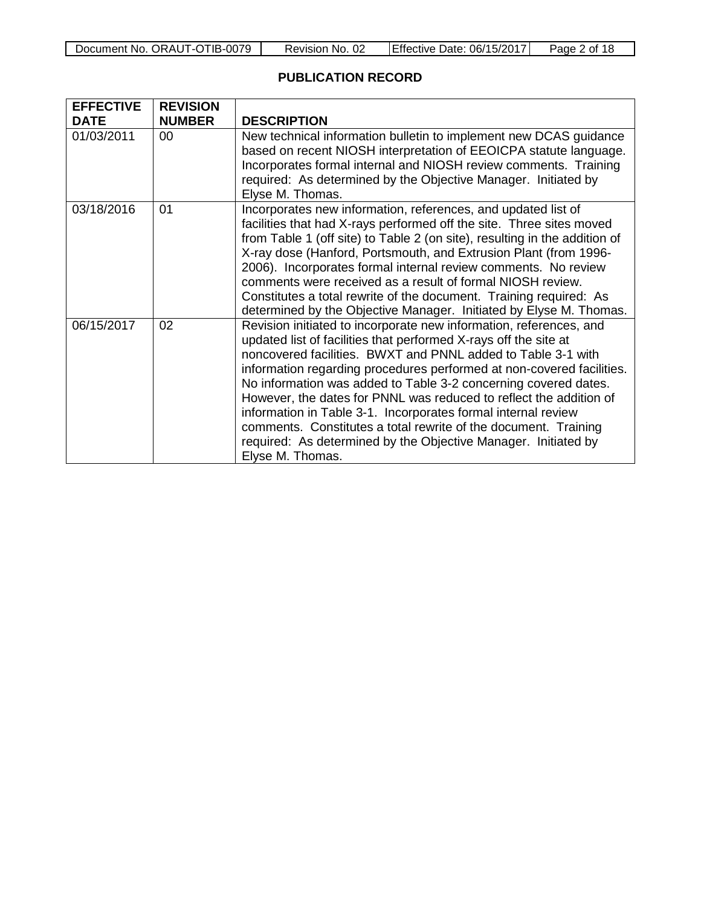## PUBLICATION RECORD

| EFFECTIVE DATE | REVISION NUMBER | DESCRIPTION |
|---|---|---|
| 01/03/2011 | 00 | New technical information bulletin to implement new DCAS guidance based on recent NIOSH interpretation of EEOICPA statute language. Incorporates formal internal and NIOSH review comments. Training required: As determined by the Objective Manager. Initiated by Elyse M. Thomas. |
| 03/18/2016 | 01 | Incorporates new information, references, and updated list of facilities that had X-rays performed off the site. Three sites moved from Table 1 (off site) to Table 2 (on site), resulting in the addition of X-ray dose (Hanford, Portsmouth, and Extrusion Plant (from 1996-2006). Incorporates formal internal review comments. No review comments were received as a result of formal NIOSH review. Constitutes a total rewrite of the document. Training required: As determined by the Objective Manager. Initiated by Elyse M. Thomas. |
| 06/15/2017 | 02 | Revision initiated to incorporate new information, references, and updated list of facilities that performed X-rays off the site at noncovered facilities. BWXT and PNNL added to Table 3-1 with information regarding procedures performed at non-covered facilities. No information was added to Table 3-2 concerning covered dates. However, the dates for PNNL was reduced to reflect the addition of information in Table 3-1. Incorporates formal internal review comments. Constitutes a total rewrite of the document. Training required: As determined by the Objective Manager. Initiated by Elyse M. Thomas. |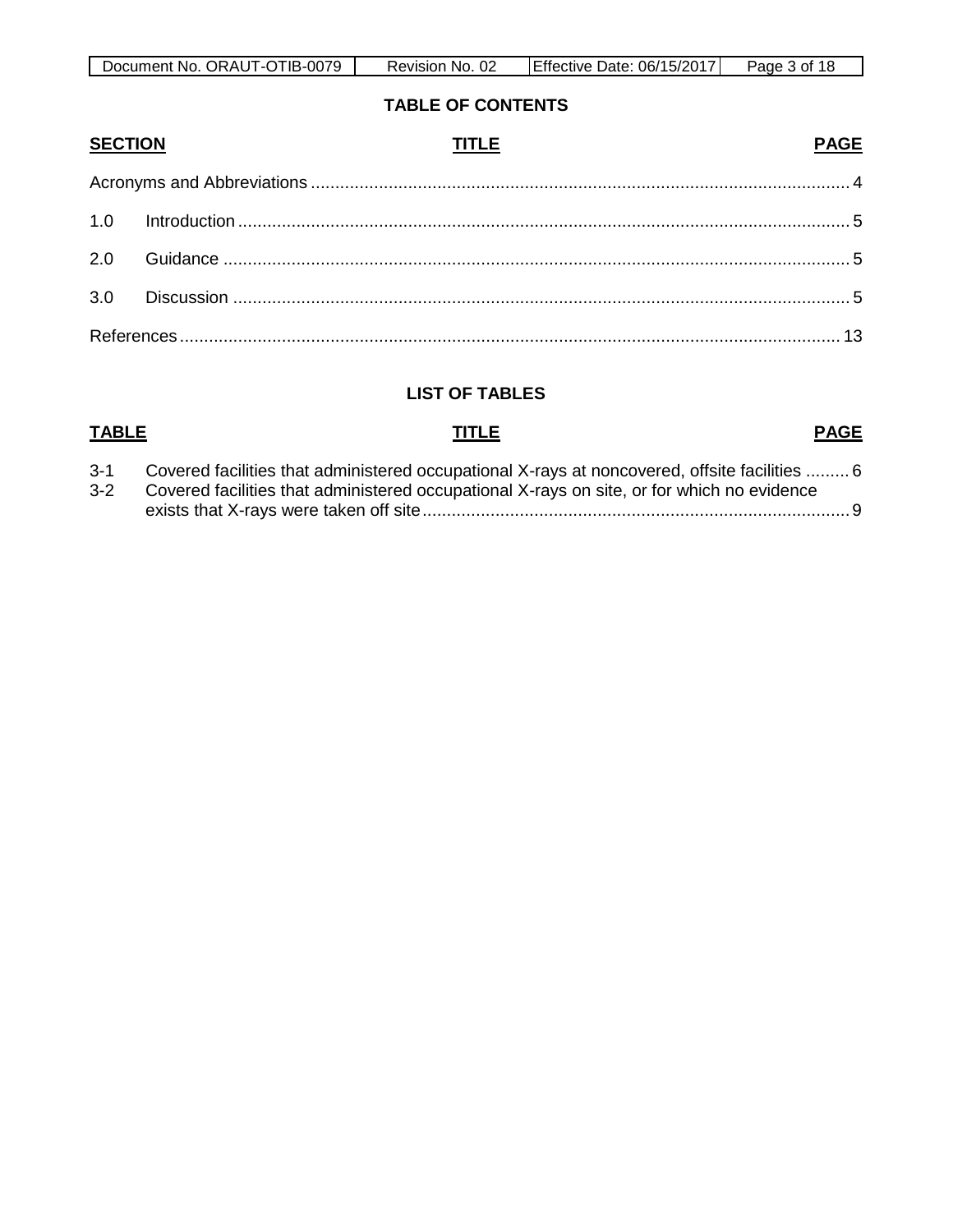## TABLE OF CONTENTS

| SECTION | TITLE | PAGE |
|---|---|---|
| | Acronyms and Abbreviations | 4 |
| 1.0 | Introduction | 5 |
| 2.0 | Guidance | 5 |
| 3.0 | Discussion | 5 |
| | References | 13 |

## LIST OF TABLES

| TABLE | TITLE | PAGE |
|---|---|---|
| 3-1 | Covered facilities that administered occupational X-rays at noncovered, offsite facilities | 6 |
| 3-2 | Covered facilities that administered occupational X-rays on site, or for which no evidence exists that X-rays were taken off site | 9 |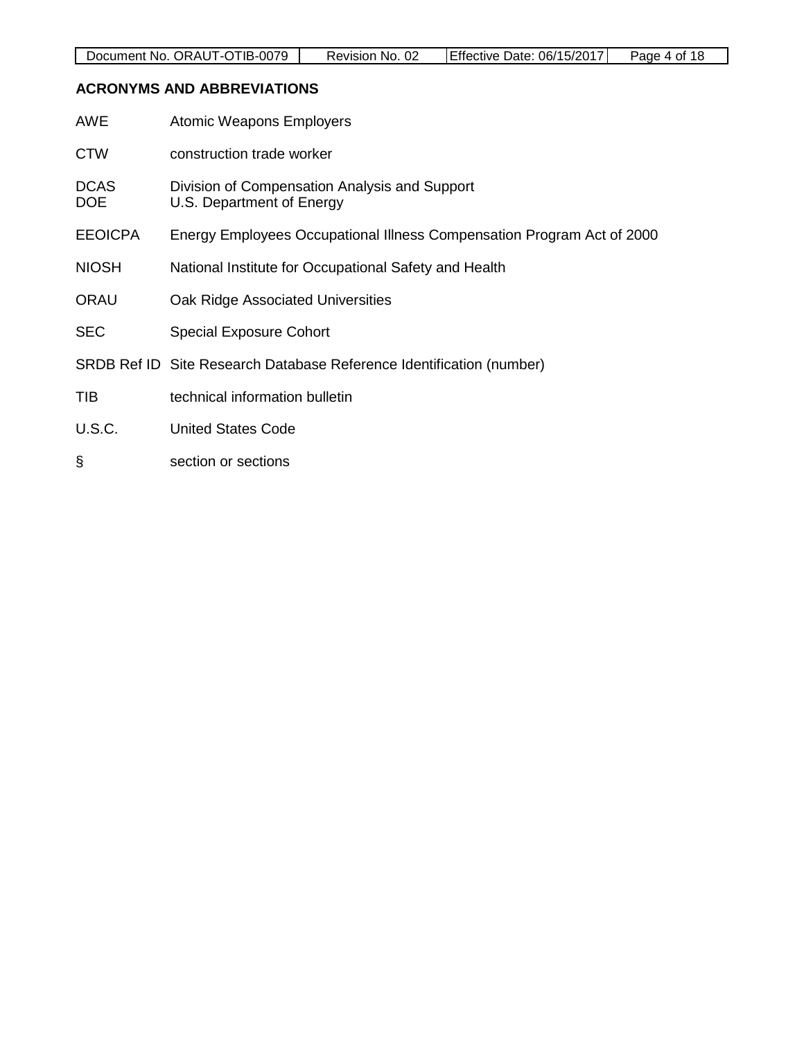## ACRONYMS AND ABBREVIATIONS

| | |
|---|---|
| AWE | Atomic Weapons Employers |
| CTW | construction trade worker |
| DCAS | Division of Compensation Analysis and Support |
| DOE | U.S. Department of Energy |
| EEOICPA | Energy Employees Occupational Illness Compensation Program Act of 2000 |
| NIOSH | National Institute for Occupational Safety and Health |
| ORAU | Oak Ridge Associated Universities |
| SEC | Special Exposure Cohort |
| SRDB Ref ID | Site Research Database Reference Identification (number) |
| TIB | technical information bulletin |
| U.S.C. | United States Code |
| § | section or sections |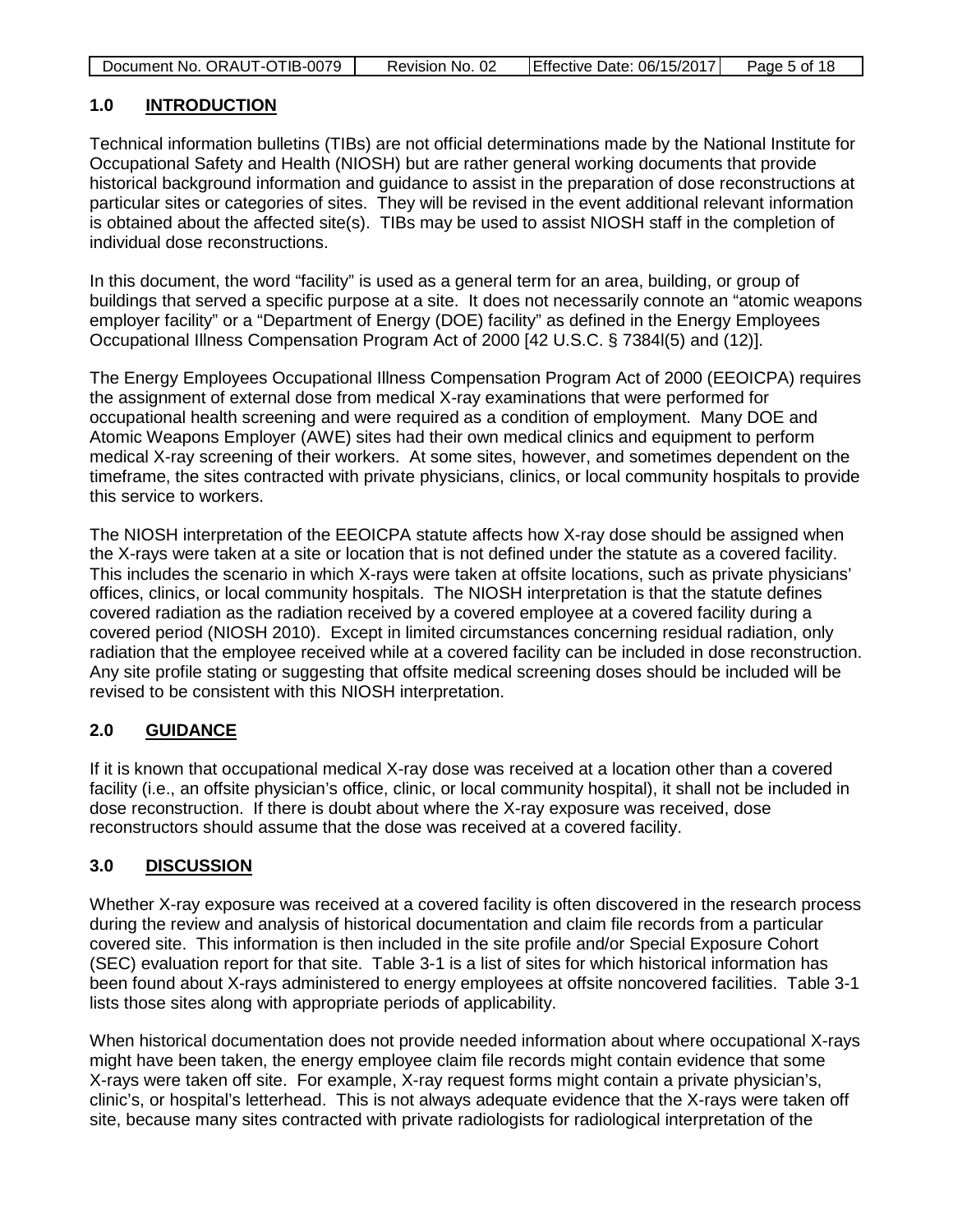## 1.0 INTRODUCTION

Technical information bulletins (TIBs) are not official determinations made by the National Institute for Occupational Safety and Health (NIOSH) but are rather general working documents that provide historical background information and guidance to assist in the preparation of dose reconstructions at particular sites or categories of sites. They will be revised in the event additional relevant information is obtained about the affected site(s). TIBs may be used to assist NIOSH staff in the completion of individual dose reconstructions.

In this document, the word "facility" is used as a general term for an area, building, or group of buildings that served a specific purpose at a site. It does not necessarily connote an "atomic weapons employer facility" or a "Department of Energy (DOE) facility" as defined in the Energy Employees Occupational Illness Compensation Program Act of 2000 [42 U.S.C. § 7384l(5) and (12)].

The Energy Employees Occupational Illness Compensation Program Act of 2000 (EEOICPA) requires the assignment of external dose from medical X-ray examinations that were performed for occupational health screening and were required as a condition of employment. Many DOE and Atomic Weapons Employer (AWE) sites had their own medical clinics and equipment to perform medical X-ray screening of their workers. At some sites, however, and sometimes dependent on the timeframe, the sites contracted with private physicians, clinics, or local community hospitals to provide this service to workers.

The NIOSH interpretation of the EEOICPA statute affects how X-ray dose should be assigned when the X-rays were taken at a site or location that is not defined under the statute as a covered facility. This includes the scenario in which X-rays were taken at offsite locations, such as private physicians' offices, clinics, or local community hospitals. The NIOSH interpretation is that the statute defines covered radiation as the radiation received by a covered employee at a covered facility during a covered period (NIOSH 2010). Except in limited circumstances concerning residual radiation, only radiation that the employee received while at a covered facility can be included in dose reconstruction. Any site profile stating or suggesting that offsite medical screening doses should be included will be revised to be consistent with this NIOSH interpretation.

## 2.0 GUIDANCE

If it is known that occupational medical X-ray dose was received at a location other than a covered facility (i.e., an offsite physician's office, clinic, or local community hospital), it shall not be included in dose reconstruction. If there is doubt about where the X-ray exposure was received, dose reconstructors should assume that the dose was received at a covered facility.

## 3.0 DISCUSSION

Whether X-ray exposure was received at a covered facility is often discovered in the research process during the review and analysis of historical documentation and claim file records from a particular covered site. This information is then included in the site profile and/or Special Exposure Cohort (SEC) evaluation report for that site. Table 3-1 is a list of sites for which historical information has been found about X-rays administered to energy employees at offsite noncovered facilities. Table 3-1 lists those sites along with appropriate periods of applicability.

When historical documentation does not provide needed information about where occupational X-rays might have been taken, the energy employee claim file records might contain evidence that some X-rays were taken off site. For example, X-ray request forms might contain a private physician's, clinic's, or hospital's letterhead. This is not always adequate evidence that the X-rays were taken off site, because many sites contracted with private radiologists for radiological interpretation of the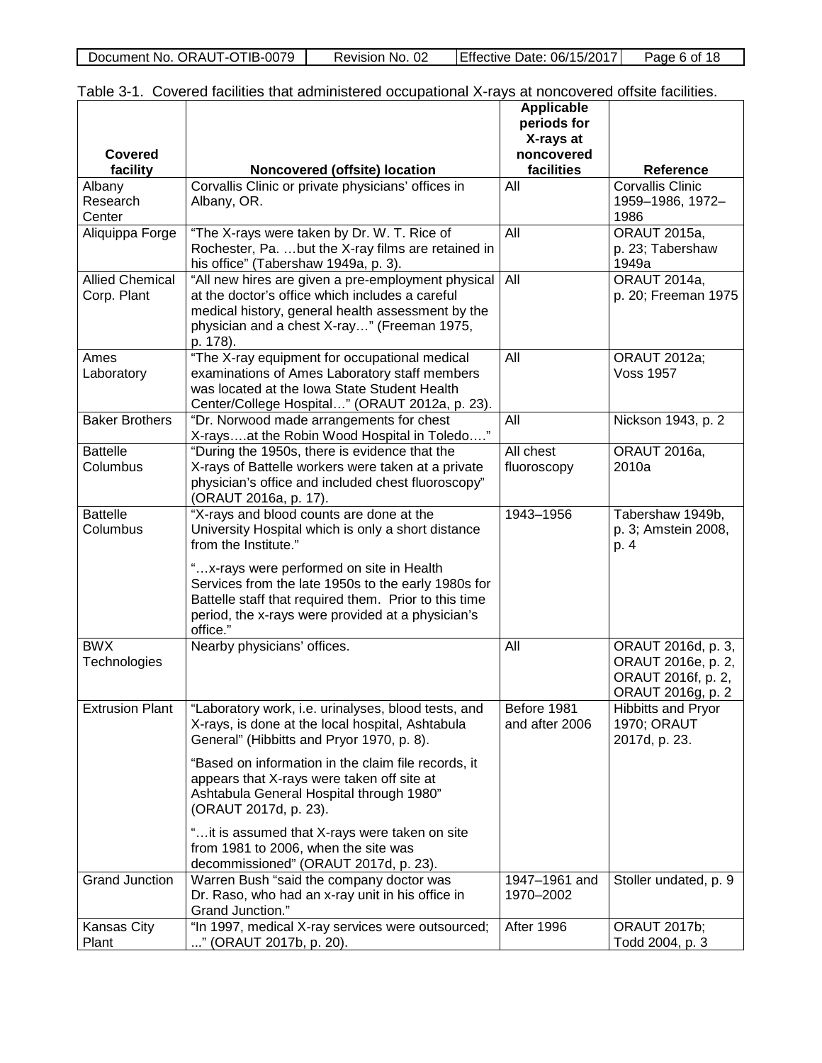Table 3-1. Covered facilities that administered occupational X-rays at noncovered offsite facilities.

| Covered facility | Noncovered (offsite) location | Applicable periods for X-rays at noncovered facilities | Reference |
|---|---|---|---|
| Albany Research Center | Corvallis Clinic or private physicians' offices in Albany, OR. | All | Corvallis Clinic 1959–1986, 1972–1986 |
| Aliquippa Forge | "The X-rays were taken by Dr. W. T. Rice of Rochester, Pa. …but the X-ray films are retained in his office" (Tabershaw 1949a, p. 3). | All | ORAUT 2015a, p. 23; Tabershaw 1949a |
| Allied Chemical Corp. Plant | "All new hires are given a pre-employment physical at the doctor's office which includes a careful medical history, general health assessment by the physician and a chest X-ray…" (Freeman 1975, p. 178). | All | ORAUT 2014a, p. 20; Freeman 1975 |
| Ames Laboratory | "The X-ray equipment for occupational medical examinations of Ames Laboratory staff members was located at the Iowa State Student Health Center/College Hospital…" (ORAUT 2012a, p. 23). | All | ORAUT 2012a; Voss 1957 |
| Baker Brothers | "Dr. Norwood made arrangements for chest X-rays….at the Robin Wood Hospital in Toledo…." | All | Nickson 1943, p. 2 |
| Battelle Columbus | "During the 1950s, there is evidence that the X-rays of Battelle workers were taken at a private physician's office and included chest fluoroscopy" (ORAUT 2016a, p. 17). | All chest fluoroscopy | ORAUT 2016a, 2010a |
| Battelle Columbus | "X-rays and blood counts are done at the University Hospital which is only a short distance from the Institute."<br><br>"…x-rays were performed on site in Health Services from the late 1950s to the early 1980s for Battelle staff that required them. Prior to this time period, the x-rays were provided at a physician's office." | 1943–1956 | Tabershaw 1949b, p. 3; Amstein 2008, p. 4 |
| BWX Technologies | Nearby physicians' offices. | All | ORAUT 2016d, p. 3, ORAUT 2016e, p. 2, ORAUT 2016f, p. 2, ORAUT 2016g, p. 2 |
| Extrusion Plant | "Laboratory work, i.e. urinalyses, blood tests, and X-rays, is done at the local hospital, Ashtabula General" (Hibbitts and Pryor 1970, p. 8).<br><br>"Based on information in the claim file records, it appears that X-rays were taken off site at Ashtabula General Hospital through 1980" (ORAUT 2017d, p. 23).<br><br>"…it is assumed that X-rays were taken on site from 1981 to 2006, when the site was decommissioned" (ORAUT 2017d, p. 23). | Before 1981 and after 2006 | Hibbitts and Pryor 1970; ORAUT 2017d, p. 23. |
| Grand Junction | Warren Bush "said the company doctor was Dr. Raso, who had an x-ray unit in his office in Grand Junction." | 1947–1961 and 1970–2002 | Stoller undated, p. 9 |
| Kansas City Plant | "In 1997, medical X-ray services were outsourced; ..." (ORAUT 2017b, p. 20). | After 1996 | ORAUT 2017b; Todd 2004, p. 3 |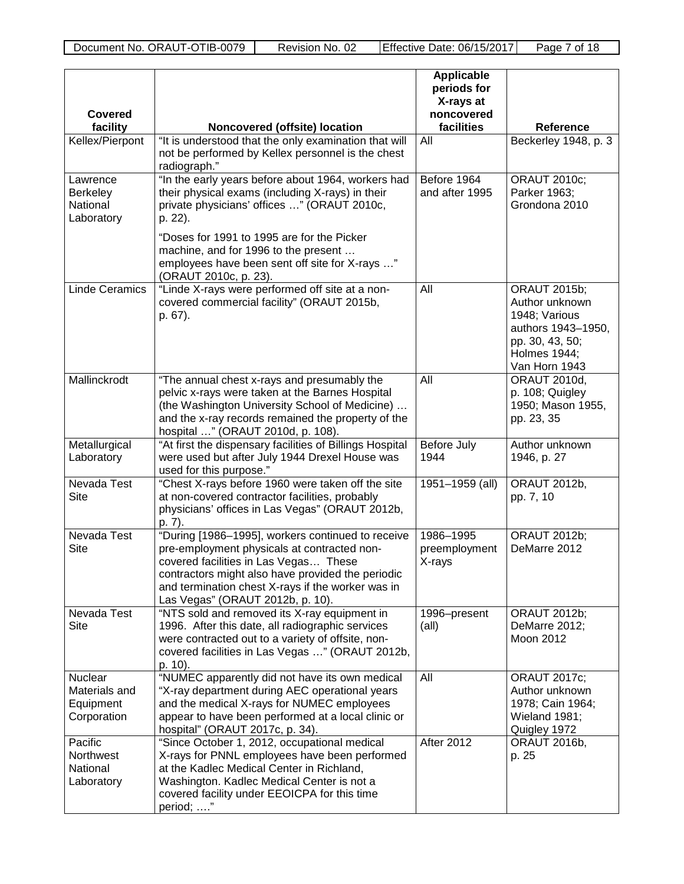| Covered facility | Noncovered (offsite) location | Applicable periods for X-rays at noncovered facilities | Reference |
|---|---|---|---|
| Kellex/Pierpont | "It is understood that the only examination that will not be performed by Kellex personnel is the chest radiograph." | All | Beckerley 1948, p. 3 |
| Lawrence Berkeley National Laboratory | "In the early years before about 1964, workers had their physical exams (including X-rays) in their private physicians' offices …" (ORAUT 2010c, p. 22). "Doses for 1991 to 1995 are for the Picker machine, and for 1996 to the present … employees have been sent off site for X-rays …" (ORAUT 2010c, p. 23). | Before 1964 and after 1995 | ORAUT 2010c; Parker 1963; Grondona 2010 |
| Linde Ceramics | "Linde X-rays were performed off site at a non-covered commercial facility" (ORAUT 2015b, p. 67). | All | ORAUT 2015b; Author unknown 1948; Various authors 1943–1950, pp. 30, 43, 50; Holmes 1944; Van Horn 1943 |
| Mallinckrodt | "The annual chest x-rays and presumably the pelvic x-rays were taken at the Barnes Hospital (the Washington University School of Medicine) … and the x-ray records remained the property of the hospital …" (ORAUT 2010d, p. 108). | All | ORAUT 2010d, p. 108; Quigley 1950; Mason 1955, pp. 23, 35 |
| Metallurgical Laboratory | "At first the dispensary facilities of Billings Hospital were used but after July 1944 Drexel House was used for this purpose." | Before July 1944 | Author unknown 1946, p. 27 |
| Nevada Test Site | "Chest X-rays before 1960 were taken off the site at non-covered contractor facilities, probably physicians' offices in Las Vegas" (ORAUT 2012b, p. 7). | 1951–1959 (all) | ORAUT 2012b, pp. 7, 10 |
| Nevada Test Site | "During [1986–1995], workers continued to receive pre-employment physicals at contracted non-covered facilities in Las Vegas… These contractors might also have provided the periodic and termination chest X-rays if the worker was in Las Vegas" (ORAUT 2012b, p. 10). | 1986–1995 preemployment X-rays | ORAUT 2012b; DeMarre 2012 |
| Nevada Test Site | "NTS sold and removed its X-ray equipment in 1996. After this date, all radiographic services were contracted out to a variety of offsite, non-covered facilities in Las Vegas …" (ORAUT 2012b, p. 10). | 1996–present (all) | ORAUT 2012b; DeMarre 2012; Moon 2012 |
| Nuclear Materials and Equipment Corporation | "NUMEC apparently did not have its own medical "X-ray department during AEC operational years and the medical X-rays for NUMEC employees appear to have been performed at a local clinic or hospital" (ORAUT 2017c, p. 34). | All | ORAUT 2017c; Author unknown 1978; Cain 1964; Wieland 1981; Quigley 1972 |
| Pacific Northwest National Laboratory | "Since October 1, 2012, occupational medical X-rays for PNNL employees have been performed at the Kadlec Medical Center in Richland, Washington. Kadlec Medical Center is not a covered facility under EEOICPA for this time period; …." | After 2012 | ORAUT 2016b, p. 25 |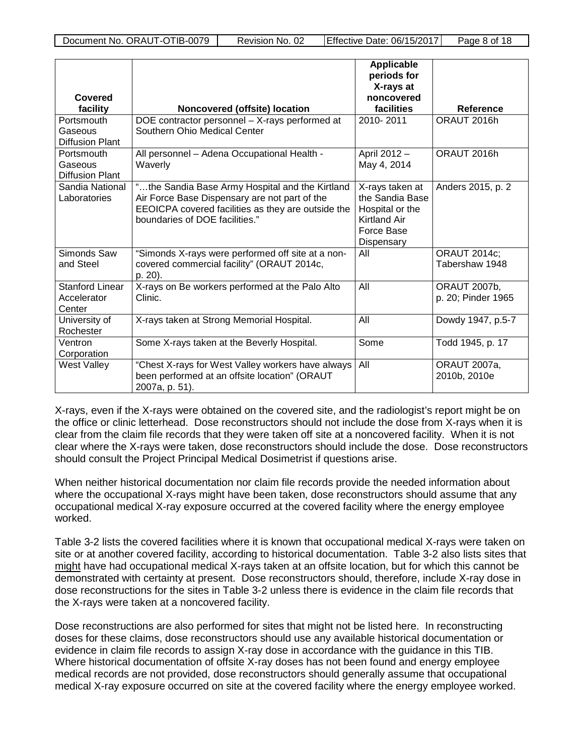| Covered facility | Noncovered (offsite) location | Applicable periods for X-rays at noncovered facilities | Reference |
|---|---|---|---|
| Portsmouth Gaseous Diffusion Plant | DOE contractor personnel – X-rays performed at Southern Ohio Medical Center | 2010- 2011 | ORAUT 2016h |
| Portsmouth Gaseous Diffusion Plant | All personnel – Adena Occupational Health - Waverly | April 2012 – May 4, 2014 | ORAUT 2016h |
| Sandia National Laboratories | "…the Sandia Base Army Hospital and the Kirtland Air Force Base Dispensary are not part of the EEOICPA covered facilities as they are outside the boundaries of DOE facilities." | X-rays taken at the Sandia Base Hospital or the Kirtland Air Force Base Dispensary | Anders 2015, p. 2 |
| Simonds Saw and Steel | "Simonds X-rays were performed off site at a non-covered commercial facility" (ORAUT 2014c, p. 20). | All | ORAUT 2014c; Tabershaw 1948 |
| Stanford Linear Accelerator Center | X-rays on Be workers performed at the Palo Alto Clinic. | All | ORAUT 2007b, p. 20; Pinder 1965 |
| University of Rochester | X-rays taken at Strong Memorial Hospital. | All | Dowdy 1947, p.5-7 |
| Ventron Corporation | Some X-rays taken at the Beverly Hospital. | Some | Todd 1945, p. 17 |
| West Valley | "Chest X-rays for West Valley workers have always been performed at an offsite location" (ORAUT 2007a, p. 51). | All | ORAUT 2007a, 2010b, 2010e |

X-rays, even if the X-rays were obtained on the covered site, and the radiologist's report might be on the office or clinic letterhead. Dose reconstructors should not include the dose from X-rays when it is clear from the claim file records that they were taken off site at a noncovered facility. When it is not clear where the X-rays were taken, dose reconstructors should include the dose. Dose reconstructors should consult the Project Principal Medical Dosimetrist if questions arise.

When neither historical documentation nor claim file records provide the needed information about where the occupational X-rays might have been taken, dose reconstructors should assume that any occupational medical X-ray exposure occurred at the covered facility where the energy employee worked.

Table 3-2 lists the covered facilities where it is known that occupational medical X-rays were taken on site or at another covered facility, according to historical documentation. Table 3-2 also lists sites that might have had occupational medical X-rays taken at an offsite location, but for which this cannot be demonstrated with certainty at present. Dose reconstructors should, therefore, include X-ray dose in dose reconstructions for the sites in Table 3-2 unless there is evidence in the claim file records that the X-rays were taken at a noncovered facility.

Dose reconstructions are also performed for sites that might not be listed here. In reconstructing doses for these claims, dose reconstructors should use any available historical documentation or evidence in claim file records to assign X-ray dose in accordance with the guidance in this TIB. Where historical documentation of offsite X-ray doses has not been found and energy employee medical records are not provided, dose reconstructors should generally assume that occupational medical X-ray exposure occurred on site at the covered facility where the energy employee worked.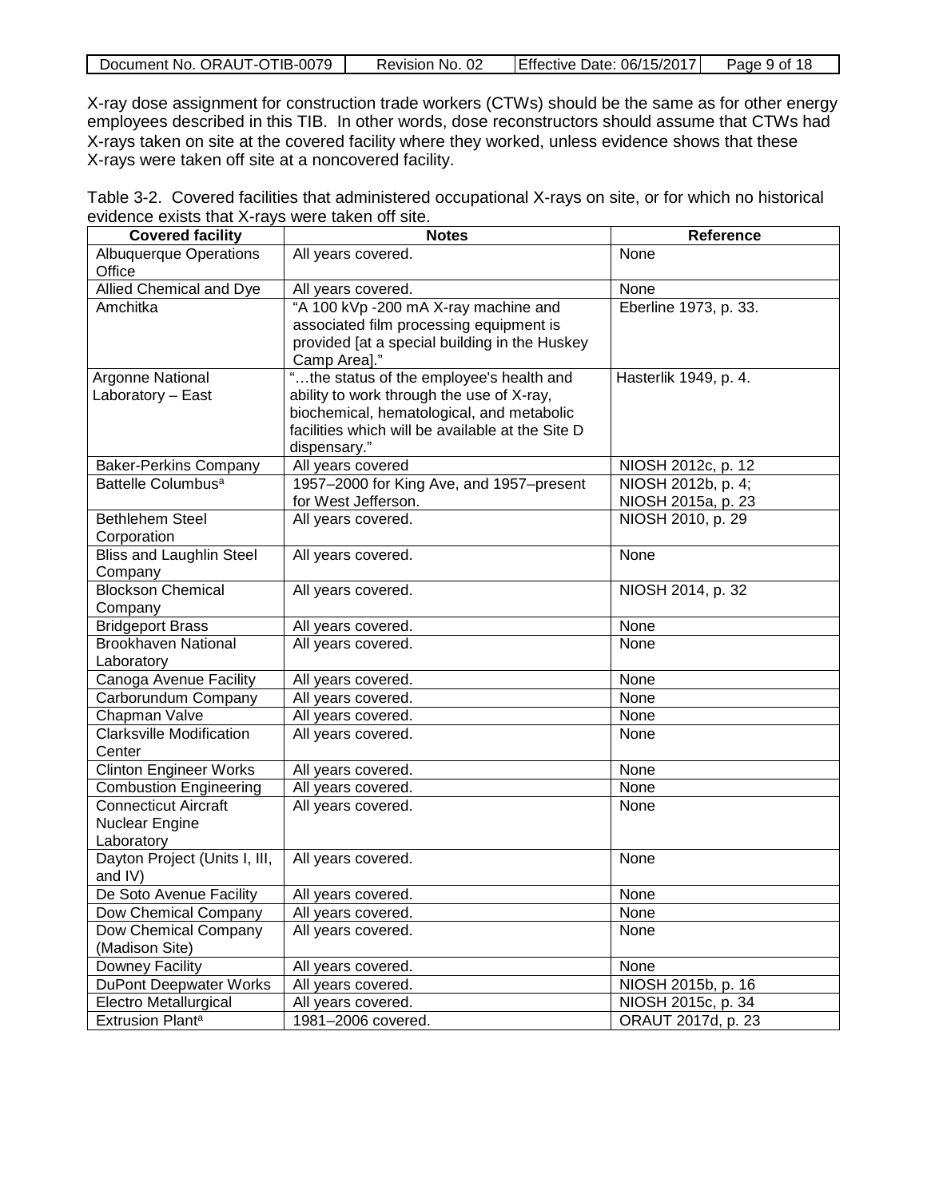X-ray dose assignment for construction trade workers (CTWs) should be the same as for other energy employees described in this TIB. In other words, dose reconstructors should assume that CTWs had X-rays taken on site at the covered facility where they worked, unless evidence shows that these X-rays were taken off site at a noncovered facility.

Table 3-2. Covered facilities that administered occupational X-rays on site, or for which no historical evidence exists that X-rays were taken off site.

| Covered facility | Notes | Reference |
|---|---|---|
| Albuquerque Operations Office | All years covered. | None |
| Allied Chemical and Dye | All years covered. | None |
| Amchitka | "A 100 kVp -200 mA X-ray machine and associated film processing equipment is provided [at a special building in the Huskey Camp Area]." | Eberline 1973, p. 33. |
| Argonne National Laboratory – East | "…the status of the employee's health and ability to work through the use of X-ray, biochemical, hematological, and metabolic facilities which will be available at the Site D dispensary." | Hasterlik 1949, p. 4. |
| Baker-Perkins Company | All years covered | NIOSH 2012c, p. 12 |
| Battelle Columbus[a] | 1957–2000 for King Ave, and 1957–present for West Jefferson. | NIOSH 2012b, p. 4; NIOSH 2015a, p. 23 |
| Bethlehem Steel Corporation | All years covered. | NIOSH 2010, p. 29 |
| Bliss and Laughlin Steel Company | All years covered. | None |
| Blockson Chemical Company | All years covered. | NIOSH 2014, p. 32 |
| Bridgeport Brass | All years covered. | None |
| Brookhaven National Laboratory | All years covered. | None |
| Canoga Avenue Facility | All years covered. | None |
| Carborundum Company | All years covered. | None |
| Chapman Valve | All years covered. | None |
| Clarksville Modification Center | All years covered. | None |
| Clinton Engineer Works | All years covered. | None |
| Combustion Engineering | All years covered. | None |
| Connecticut Aircraft Nuclear Engine Laboratory | All years covered. | None |
| Dayton Project (Units I, III, and IV) | All years covered. | None |
| De Soto Avenue Facility | All years covered. | None |
| Dow Chemical Company | All years covered. | None |
| Dow Chemical Company (Madison Site) | All years covered. | None |
| Downey Facility | All years covered. | None |
| DuPont Deepwater Works | All years covered. | NIOSH 2015b, p. 16 |
| Electro Metallurgical | All years covered. | NIOSH 2015c, p. 34 |
| Extrusion Plant[a] | 1981–2006 covered. | ORAUT 2017d, p. 23 |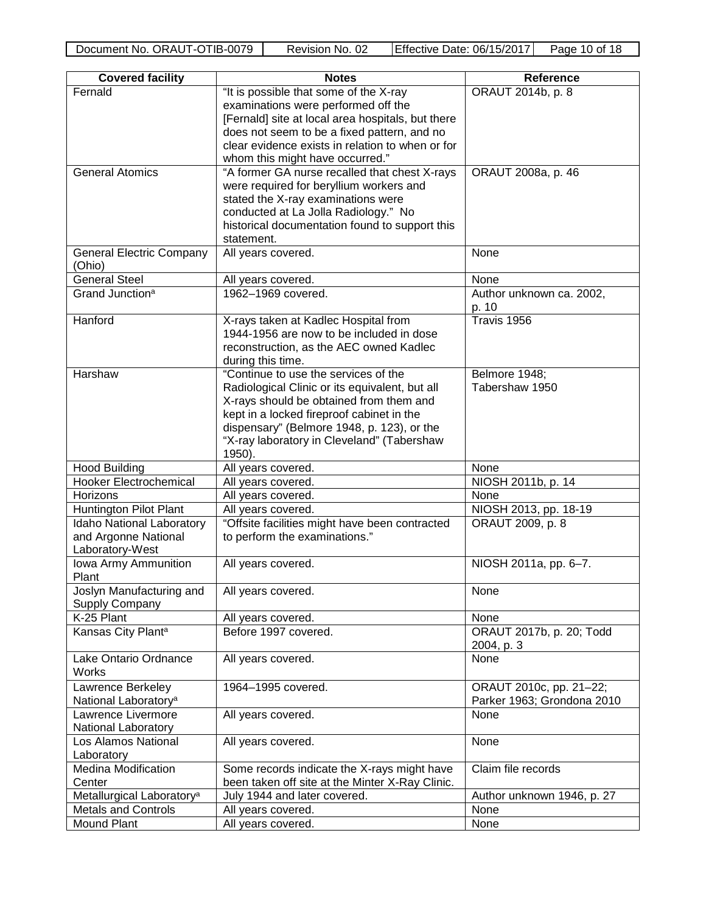| Covered facility | Notes | Reference |
|---|---|---|
| Fernald | "It is possible that some of the X-ray examinations were performed off the [Fernald] site at local area hospitals, but there does not seem to be a fixed pattern, and no clear evidence exists in relation to when or for whom this might have occurred." | ORAUT 2014b, p. 8 |
| General Atomics | "A former GA nurse recalled that chest X-rays were required for beryllium workers and stated the X-ray examinations were conducted at La Jolla Radiology." No historical documentation found to support this statement. | ORAUT 2008a, p. 46 |
| General Electric Company (Ohio) | All years covered. | None |
| General Steel | All years covered. | None |
| Grand Junction[a] | 1962–1969 covered. | Author unknown ca. 2002, p. 10 |
| Hanford | X-rays taken at Kadlec Hospital from 1944-1956 are now to be included in dose reconstruction, as the AEC owned Kadlec during this time. | Travis 1956 |
| Harshaw | "Continue to use the services of the Radiological Clinic or its equivalent, but all X-rays should be obtained from them and kept in a locked fireproof cabinet in the dispensary" (Belmore 1948, p. 123), or the "X-ray laboratory in Cleveland" (Tabershaw 1950). | Belmore 1948; Tabershaw 1950 |
| Hood Building | All years covered. | None |
| Hooker Electrochemical | All years covered. | NIOSH 2011b, p. 14 |
| Horizons | All years covered. | None |
| Huntington Pilot Plant | All years covered. | NIOSH 2013, pp. 18-19 |
| Idaho National Laboratory and Argonne National Laboratory-West | "Offsite facilities might have been contracted to perform the examinations." | ORAUT 2009, p. 8 |
| Iowa Army Ammunition Plant | All years covered. | NIOSH 2011a, pp. 6–7. |
| Joslyn Manufacturing and Supply Company | All years covered. | None |
| K-25 Plant | All years covered. | None |
| Kansas City Plant[a] | Before 1997 covered. | ORAUT 2017b, p. 20; Todd 2004, p. 3 |
| Lake Ontario Ordnance Works | All years covered. | None |
| Lawrence Berkeley National Laboratory[a] | 1964–1995 covered. | ORAUT 2010c, pp. 21–22; Parker 1963; Grondona 2010 |
| Lawrence Livermore National Laboratory | All years covered. | None |
| Los Alamos National Laboratory | All years covered. | None |
| Medina Modification Center | Some records indicate the X-rays might have been taken off site at the Minter X-Ray Clinic. | Claim file records |
| Metallurgical Laboratory[a] | July 1944 and later covered. | Author unknown 1946, p. 27 |
| Metals and Controls | All years covered. | None |
| Mound Plant | All years covered. | None |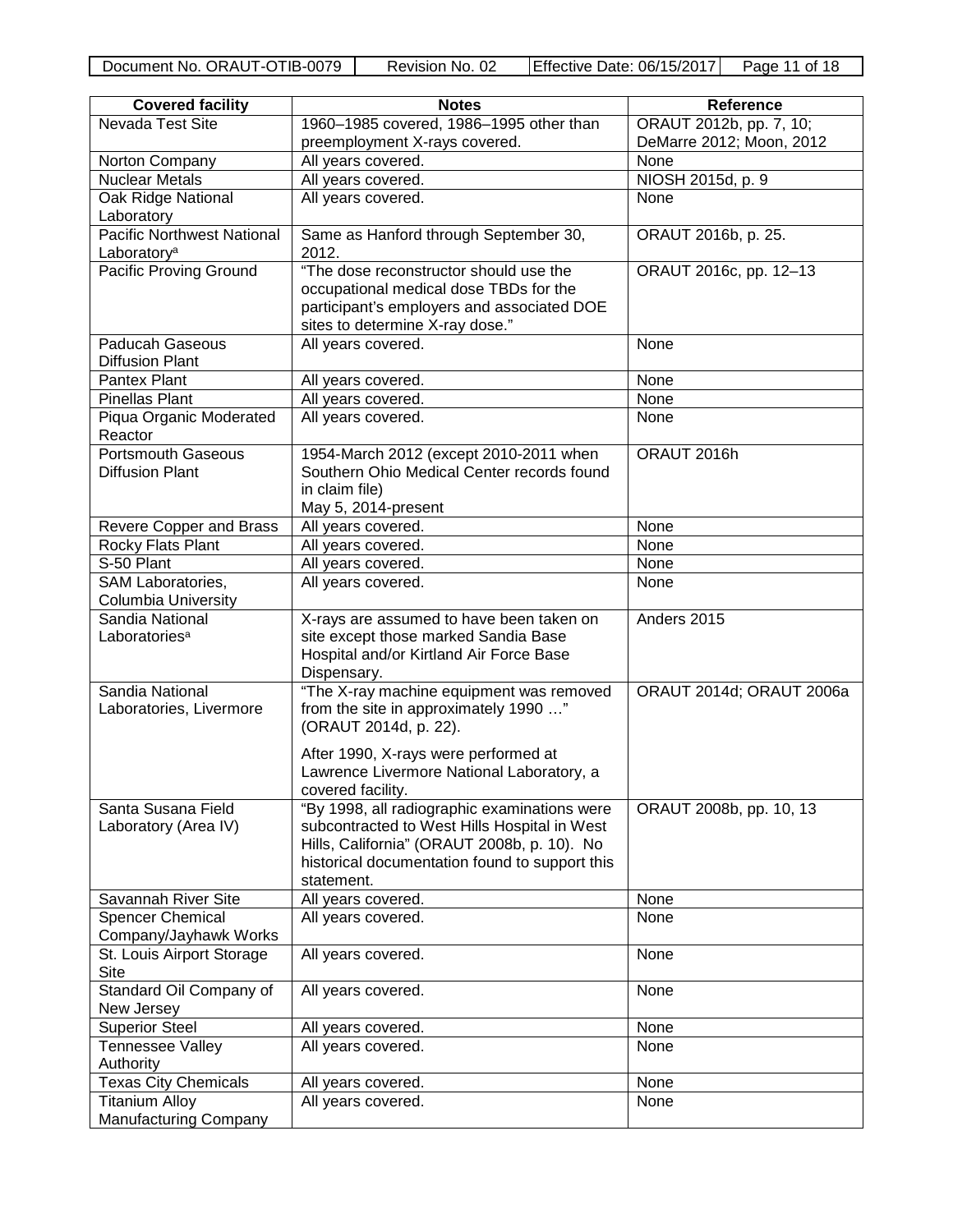| Covered facility | Notes | Reference |
|---|---|---|
| Nevada Test Site | 1960–1985 covered, 1986–1995 other than preemployment X-rays covered. | ORAUT 2012b, pp. 7, 10; DeMarre 2012; Moon, 2012 |
| Norton Company | All years covered. | None |
| Nuclear Metals | All years covered. | NIOSH 2015d, p. 9 |
| Oak Ridge National Laboratory | All years covered. | None |
| Pacific Northwest National Laboratory[a] | Same as Hanford through September 30, 2012. | ORAUT 2016b, p. 25. |
| Pacific Proving Ground | "The dose reconstructor should use the occupational medical dose TBDs for the participant's employers and associated DOE sites to determine X-ray dose." | ORAUT 2016c, pp. 12–13 |
| Paducah Gaseous Diffusion Plant | All years covered. | None |
| Pantex Plant | All years covered. | None |
| Pinellas Plant | All years covered. | None |
| Piqua Organic Moderated Reactor | All years covered. | None |
| Portsmouth Gaseous Diffusion Plant | 1954-March 2012 (except 2010-2011 when Southern Ohio Medical Center records found in claim file)<br>May 5, 2014-present | ORAUT 2016h |
| Revere Copper and Brass | All years covered. | None |
| Rocky Flats Plant | All years covered. | None |
| S-50 Plant | All years covered. | None |
| SAM Laboratories, Columbia University | All years covered. | None |
| Sandia National Laboratories[a] | X-rays are assumed to have been taken on site except those marked Sandia Base Hospital and/or Kirtland Air Force Base Dispensary. | Anders 2015 |
| Sandia National Laboratories, Livermore | "The X-ray machine equipment was removed from the site in approximately 1990 …" (ORAUT 2014d, p. 22).<br><br>After 1990, X-rays were performed at Lawrence Livermore National Laboratory, a covered facility. | ORAUT 2014d; ORAUT 2006a |
| Santa Susana Field Laboratory (Area IV) | "By 1998, all radiographic examinations were subcontracted to West Hills Hospital in West Hills, California" (ORAUT 2008b, p. 10). No historical documentation found to support this statement. | ORAUT 2008b, pp. 10, 13 |
| Savannah River Site | All years covered. | None |
| Spencer Chemical Company/Jayhawk Works | All years covered. | None |
| St. Louis Airport Storage Site | All years covered. | None |
| Standard Oil Company of New Jersey | All years covered. | None |
| Superior Steel | All years covered. | None |
| Tennessee Valley Authority | All years covered. | None |
| Texas City Chemicals | All years covered. | None |
| Titanium Alloy Manufacturing Company | All years covered. | None |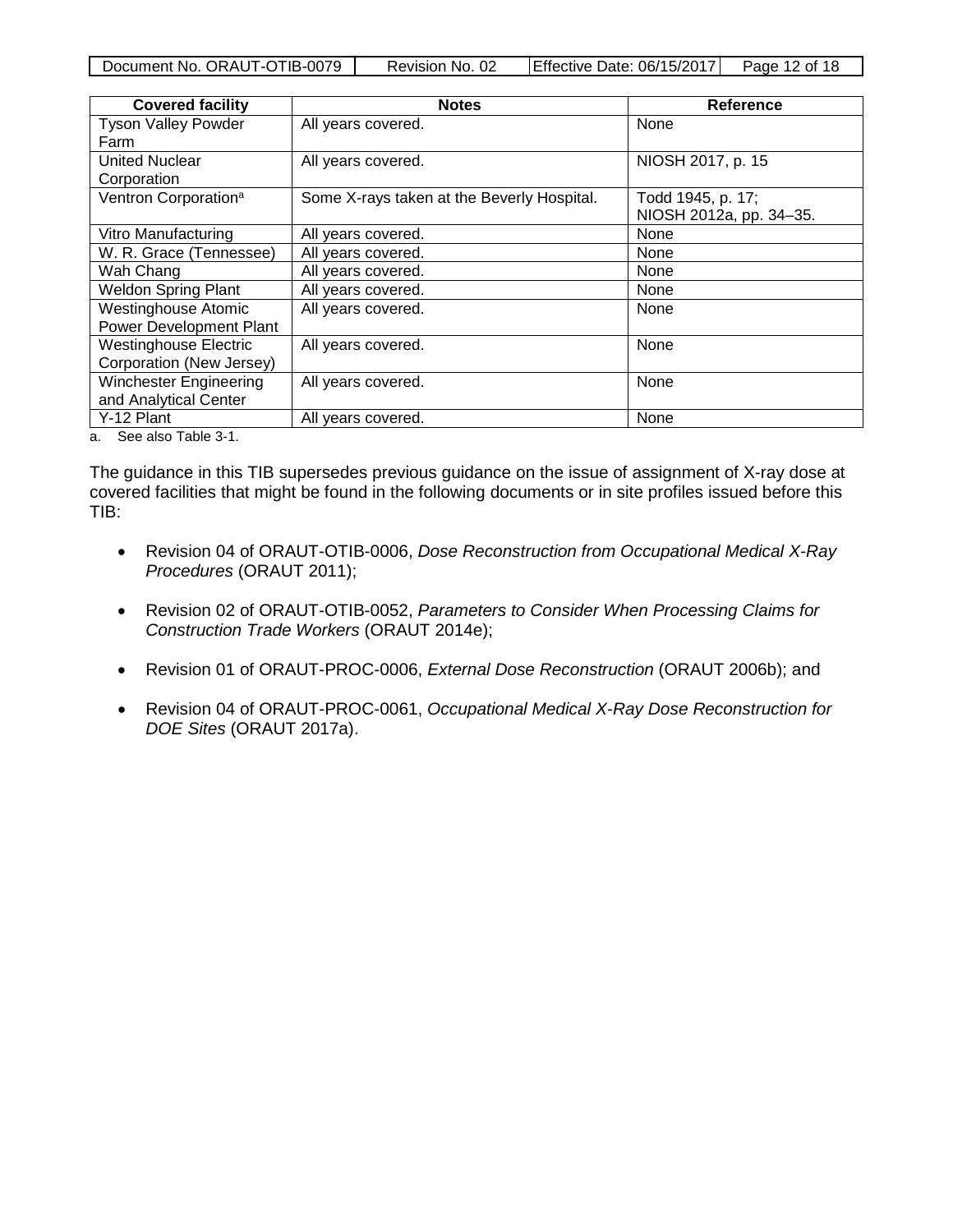| Covered facility | Notes | Reference |
|---|---|---|
| Tyson Valley Powder Farm | All years covered. | None |
| United Nuclear Corporation | All years covered. | NIOSH 2017, p. 15 |
| Ventron Corporation[a] | Some X-rays taken at the Beverly Hospital. | Todd 1945, p. 17; NIOSH 2012a, pp. 34–35. |
| Vitro Manufacturing | All years covered. | None |
| W. R. Grace (Tennessee) | All years covered. | None |
| Wah Chang | All years covered. | None |
| Weldon Spring Plant | All years covered. | None |
| Westinghouse Atomic Power Development Plant | All years covered. | None |
| Westinghouse Electric Corporation (New Jersey) | All years covered. | None |
| Winchester Engineering and Analytical Center | All years covered. | None |
| Y-12 Plant | All years covered. | None |

a. See also Table 3-1.

The guidance in this TIB supersedes previous guidance on the issue of assignment of X-ray dose at covered facilities that might be found in the following documents or in site profiles issued before this TIB:

- Revision 04 of ORAUT-OTIB-0006, *Dose Reconstruction from Occupational Medical X-Ray Procedures* (ORAUT 2011);
- Revision 02 of ORAUT-OTIB-0052, *Parameters to Consider When Processing Claims for Construction Trade Workers* (ORAUT 2014e);
- Revision 01 of ORAUT-PROC-0006, *External Dose Reconstruction* (ORAUT 2006b); and
- Revision 04 of ORAUT-PROC-0061, *Occupational Medical X-Ray Dose Reconstruction for DOE Sites* (ORAUT 2017a).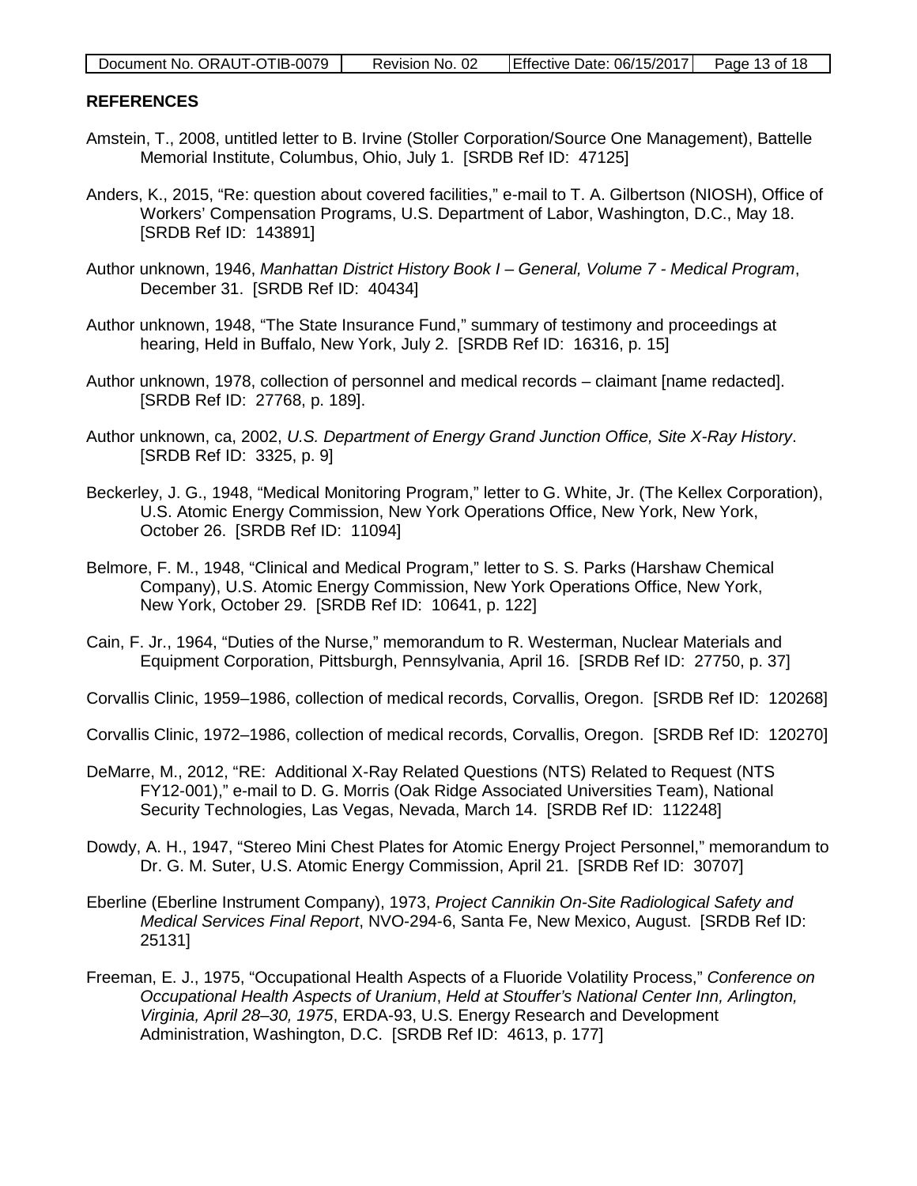## REFERENCES

Amstein, T., 2008, untitled letter to B. Irvine (Stoller Corporation/Source One Management), Battelle Memorial Institute, Columbus, Ohio, July 1. [SRDB Ref ID: 47125]

Anders, K., 2015, "Re: question about covered facilities," e-mail to T. A. Gilbertson (NIOSH), Office of Workers' Compensation Programs, U.S. Department of Labor, Washington, D.C., May 18. [SRDB Ref ID: 143891]

Author unknown, 1946, *Manhattan District History Book I – General, Volume 7 - Medical Program*, December 31. [SRDB Ref ID: 40434]

Author unknown, 1948, "The State Insurance Fund," summary of testimony and proceedings at hearing, Held in Buffalo, New York, July 2. [SRDB Ref ID: 16316, p. 15]

Author unknown, 1978, collection of personnel and medical records – claimant [name redacted]. [SRDB Ref ID: 27768, p. 189].

Author unknown, ca, 2002, *U.S. Department of Energy Grand Junction Office, Site X-Ray History*. [SRDB Ref ID: 3325, p. 9]

Beckerley, J. G., 1948, "Medical Monitoring Program," letter to G. White, Jr. (The Kellex Corporation), U.S. Atomic Energy Commission, New York Operations Office, New York, New York, October 26. [SRDB Ref ID: 11094]

Belmore, F. M., 1948, "Clinical and Medical Program," letter to S. S. Parks (Harshaw Chemical Company), U.S. Atomic Energy Commission, New York Operations Office, New York, New York, October 29. [SRDB Ref ID: 10641, p. 122]

Cain, F. Jr., 1964, "Duties of the Nurse," memorandum to R. Westerman, Nuclear Materials and Equipment Corporation, Pittsburgh, Pennsylvania, April 16. [SRDB Ref ID: 27750, p. 37]

Corvallis Clinic, 1959–1986, collection of medical records, Corvallis, Oregon. [SRDB Ref ID: 120268]

Corvallis Clinic, 1972–1986, collection of medical records, Corvallis, Oregon. [SRDB Ref ID: 120270]

DeMarre, M., 2012, "RE: Additional X-Ray Related Questions (NTS) Related to Request (NTS FY12-001)," e-mail to D. G. Morris (Oak Ridge Associated Universities Team), National Security Technologies, Las Vegas, Nevada, March 14. [SRDB Ref ID: 112248]

Dowdy, A. H., 1947, "Stereo Mini Chest Plates for Atomic Energy Project Personnel," memorandum to Dr. G. M. Suter, U.S. Atomic Energy Commission, April 21. [SRDB Ref ID: 30707]

Eberline (Eberline Instrument Company), 1973, *Project Cannikin On-Site Radiological Safety and Medical Services Final Report*, NVO-294-6, Santa Fe, New Mexico, August. [SRDB Ref ID: 25131]

Freeman, E. J., 1975, "Occupational Health Aspects of a Fluoride Volatility Process," *Conference on Occupational Health Aspects of Uranium*, *Held at Stouffer's National Center Inn, Arlington, Virginia, April 28–30, 1975*, ERDA-93, U.S. Energy Research and Development Administration, Washington, D.C. [SRDB Ref ID: 4613, p. 177]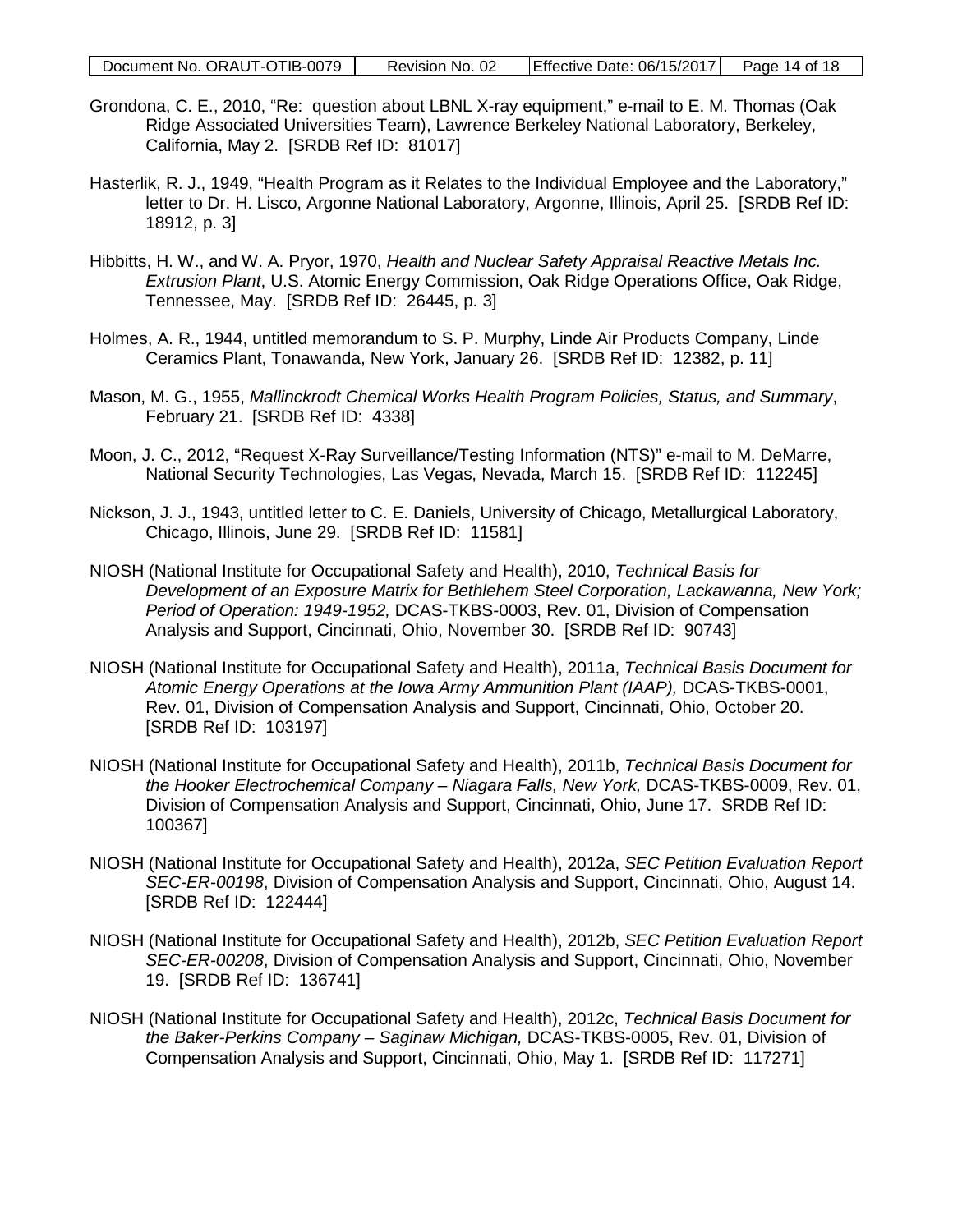Grondona, C. E., 2010, "Re: question about LBNL X-ray equipment," e-mail to E. M. Thomas (Oak Ridge Associated Universities Team), Lawrence Berkeley National Laboratory, Berkeley, California, May 2. [SRDB Ref ID: 81017]

Hasterlik, R. J., 1949, "Health Program as it Relates to the Individual Employee and the Laboratory," letter to Dr. H. Lisco, Argonne National Laboratory, Argonne, Illinois, April 25. [SRDB Ref ID: 18912, p. 3]

Hibbitts, H. W., and W. A. Pryor, 1970, *Health and Nuclear Safety Appraisal Reactive Metals Inc. Extrusion Plant*, U.S. Atomic Energy Commission, Oak Ridge Operations Office, Oak Ridge, Tennessee, May. [SRDB Ref ID: 26445, p. 3]

Holmes, A. R., 1944, untitled memorandum to S. P. Murphy, Linde Air Products Company, Linde Ceramics Plant, Tonawanda, New York, January 26. [SRDB Ref ID: 12382, p. 11]

Mason, M. G., 1955, *Mallinckrodt Chemical Works Health Program Policies, Status, and Summary*, February 21. [SRDB Ref ID: 4338]

Moon, J. C., 2012, "Request X-Ray Surveillance/Testing Information (NTS)" e-mail to M. DeMarre, National Security Technologies, Las Vegas, Nevada, March 15. [SRDB Ref ID: 112245]

Nickson, J. J., 1943, untitled letter to C. E. Daniels, University of Chicago, Metallurgical Laboratory, Chicago, Illinois, June 29. [SRDB Ref ID: 11581]

NIOSH (National Institute for Occupational Safety and Health), 2010, *Technical Basis for Development of an Exposure Matrix for Bethlehem Steel Corporation, Lackawanna, New York; Period of Operation: 1949-1952,* DCAS-TKBS-0003, Rev. 01, Division of Compensation Analysis and Support, Cincinnati, Ohio, November 30. [SRDB Ref ID: 90743]

NIOSH (National Institute for Occupational Safety and Health), 2011a, *Technical Basis Document for Atomic Energy Operations at the Iowa Army Ammunition Plant (IAAP),* DCAS-TKBS-0001, Rev. 01, Division of Compensation Analysis and Support, Cincinnati, Ohio, October 20. [SRDB Ref ID: 103197]

NIOSH (National Institute for Occupational Safety and Health), 2011b, *Technical Basis Document for the Hooker Electrochemical Company – Niagara Falls, New York,* DCAS-TKBS-0009, Rev. 01, Division of Compensation Analysis and Support, Cincinnati, Ohio, June 17. SRDB Ref ID: 100367]

NIOSH (National Institute for Occupational Safety and Health), 2012a, *SEC Petition Evaluation Report SEC-ER-00198*, Division of Compensation Analysis and Support, Cincinnati, Ohio, August 14. [SRDB Ref ID: 122444]

NIOSH (National Institute for Occupational Safety and Health), 2012b, *SEC Petition Evaluation Report SEC-ER-00208*, Division of Compensation Analysis and Support, Cincinnati, Ohio, November 19. [SRDB Ref ID: 136741]

NIOSH (National Institute for Occupational Safety and Health), 2012c, *Technical Basis Document for the Baker-Perkins Company – Saginaw Michigan,* DCAS-TKBS-0005, Rev. 01, Division of Compensation Analysis and Support, Cincinnati, Ohio, May 1. [SRDB Ref ID: 117271]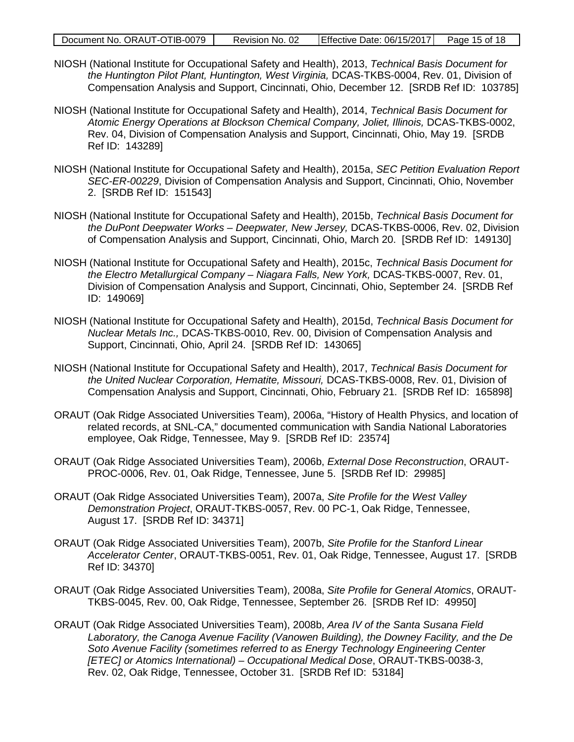NIOSH (National Institute for Occupational Safety and Health), 2013, *Technical Basis Document for the Huntington Pilot Plant, Huntington, West Virginia,* DCAS-TKBS-0004, Rev. 01, Division of Compensation Analysis and Support, Cincinnati, Ohio, December 12. [SRDB Ref ID: 103785]

NIOSH (National Institute for Occupational Safety and Health), 2014, *Technical Basis Document for Atomic Energy Operations at Blockson Chemical Company, Joliet, Illinois,* DCAS-TKBS-0002, Rev. 04, Division of Compensation Analysis and Support, Cincinnati, Ohio, May 19. [SRDB Ref ID: 143289]

NIOSH (National Institute for Occupational Safety and Health), 2015a, *SEC Petition Evaluation Report SEC-ER-00229*, Division of Compensation Analysis and Support, Cincinnati, Ohio, November 2. [SRDB Ref ID: 151543]

NIOSH (National Institute for Occupational Safety and Health), 2015b, *Technical Basis Document for the DuPont Deepwater Works – Deepwater, New Jersey,* DCAS-TKBS-0006, Rev. 02, Division of Compensation Analysis and Support, Cincinnati, Ohio, March 20. [SRDB Ref ID: 149130]

NIOSH (National Institute for Occupational Safety and Health), 2015c, *Technical Basis Document for the Electro Metallurgical Company – Niagara Falls, New York,* DCAS-TKBS-0007, Rev. 01, Division of Compensation Analysis and Support, Cincinnati, Ohio, September 24. [SRDB Ref ID: 149069]

NIOSH (National Institute for Occupational Safety and Health), 2015d, *Technical Basis Document for Nuclear Metals Inc.,* DCAS-TKBS-0010, Rev. 00, Division of Compensation Analysis and Support, Cincinnati, Ohio, April 24. [SRDB Ref ID: 143065]

NIOSH (National Institute for Occupational Safety and Health), 2017, *Technical Basis Document for the United Nuclear Corporation, Hematite, Missouri,* DCAS-TKBS-0008, Rev. 01, Division of Compensation Analysis and Support, Cincinnati, Ohio, February 21. [SRDB Ref ID: 165898]

ORAUT (Oak Ridge Associated Universities Team), 2006a, "History of Health Physics, and location of related records, at SNL-CA," documented communication with Sandia National Laboratories employee, Oak Ridge, Tennessee, May 9. [SRDB Ref ID: 23574]

ORAUT (Oak Ridge Associated Universities Team), 2006b, *External Dose Reconstruction*, ORAUT-PROC-0006, Rev. 01, Oak Ridge, Tennessee, June 5. [SRDB Ref ID: 29985]

ORAUT (Oak Ridge Associated Universities Team), 2007a, *Site Profile for the West Valley Demonstration Project*, ORAUT-TKBS-0057, Rev. 00 PC-1, Oak Ridge, Tennessee, August 17. [SRDB Ref ID: 34371]

ORAUT (Oak Ridge Associated Universities Team), 2007b, *Site Profile for the Stanford Linear Accelerator Center*, ORAUT-TKBS-0051, Rev. 01, Oak Ridge, Tennessee, August 17. [SRDB Ref ID: 34370]

ORAUT (Oak Ridge Associated Universities Team), 2008a, *Site Profile for General Atomics*, ORAUT-TKBS-0045, Rev. 00, Oak Ridge, Tennessee, September 26. [SRDB Ref ID: 49950]

ORAUT (Oak Ridge Associated Universities Team), 2008b, *Area IV of the Santa Susana Field Laboratory, the Canoga Avenue Facility (Vanowen Building), the Downey Facility, and the De Soto Avenue Facility (sometimes referred to as Energy Technology Engineering Center [ETEC] or Atomics International) – Occupational Medical Dose*, ORAUT-TKBS-0038-3, Rev. 02, Oak Ridge, Tennessee, October 31. [SRDB Ref ID: 53184]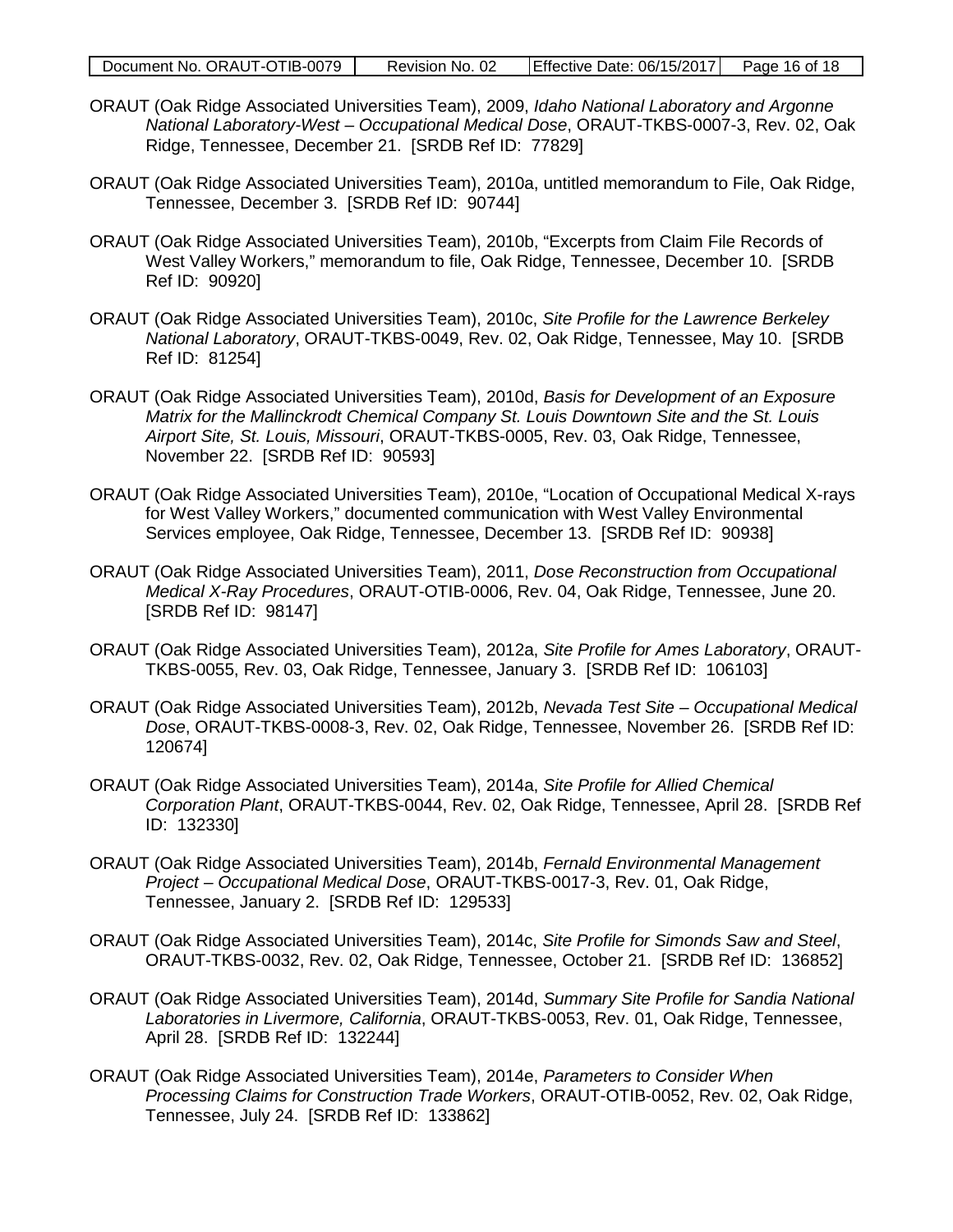ORAUT (Oak Ridge Associated Universities Team), 2009, *Idaho National Laboratory and Argonne National Laboratory-West – Occupational Medical Dose*, ORAUT-TKBS-0007-3, Rev. 02, Oak Ridge, Tennessee, December 21. [SRDB Ref ID: 77829]

ORAUT (Oak Ridge Associated Universities Team), 2010a, untitled memorandum to File, Oak Ridge, Tennessee, December 3. [SRDB Ref ID: 90744]

ORAUT (Oak Ridge Associated Universities Team), 2010b, "Excerpts from Claim File Records of West Valley Workers," memorandum to file, Oak Ridge, Tennessee, December 10. [SRDB Ref ID: 90920]

ORAUT (Oak Ridge Associated Universities Team), 2010c, *Site Profile for the Lawrence Berkeley National Laboratory*, ORAUT-TKBS-0049, Rev. 02, Oak Ridge, Tennessee, May 10. [SRDB Ref ID: 81254]

ORAUT (Oak Ridge Associated Universities Team), 2010d, *Basis for Development of an Exposure Matrix for the Mallinckrodt Chemical Company St. Louis Downtown Site and the St. Louis Airport Site, St. Louis, Missouri*, ORAUT-TKBS-0005, Rev. 03, Oak Ridge, Tennessee, November 22. [SRDB Ref ID: 90593]

ORAUT (Oak Ridge Associated Universities Team), 2010e, "Location of Occupational Medical X-rays for West Valley Workers," documented communication with West Valley Environmental Services employee, Oak Ridge, Tennessee, December 13. [SRDB Ref ID: 90938]

ORAUT (Oak Ridge Associated Universities Team), 2011, *Dose Reconstruction from Occupational Medical X-Ray Procedures*, ORAUT-OTIB-0006, Rev. 04, Oak Ridge, Tennessee, June 20. [SRDB Ref ID: 98147]

ORAUT (Oak Ridge Associated Universities Team), 2012a, *Site Profile for Ames Laboratory*, ORAUT-TKBS-0055, Rev. 03, Oak Ridge, Tennessee, January 3. [SRDB Ref ID: 106103]

ORAUT (Oak Ridge Associated Universities Team), 2012b, *Nevada Test Site – Occupational Medical Dose*, ORAUT-TKBS-0008-3, Rev. 02, Oak Ridge, Tennessee, November 26. [SRDB Ref ID: 120674]

ORAUT (Oak Ridge Associated Universities Team), 2014a, *Site Profile for Allied Chemical Corporation Plant*, ORAUT-TKBS-0044, Rev. 02, Oak Ridge, Tennessee, April 28. [SRDB Ref ID: 132330]

ORAUT (Oak Ridge Associated Universities Team), 2014b, *Fernald Environmental Management Project – Occupational Medical Dose*, ORAUT-TKBS-0017-3, Rev. 01, Oak Ridge, Tennessee, January 2. [SRDB Ref ID: 129533]

ORAUT (Oak Ridge Associated Universities Team), 2014c, *Site Profile for Simonds Saw and Steel*, ORAUT-TKBS-0032, Rev. 02, Oak Ridge, Tennessee, October 21. [SRDB Ref ID: 136852]

ORAUT (Oak Ridge Associated Universities Team), 2014d, *Summary Site Profile for Sandia National Laboratories in Livermore, California*, ORAUT-TKBS-0053, Rev. 01, Oak Ridge, Tennessee, April 28. [SRDB Ref ID: 132244]

ORAUT (Oak Ridge Associated Universities Team), 2014e, *Parameters to Consider When Processing Claims for Construction Trade Workers*, ORAUT-OTIB-0052, Rev. 02, Oak Ridge, Tennessee, July 24. [SRDB Ref ID: 133862]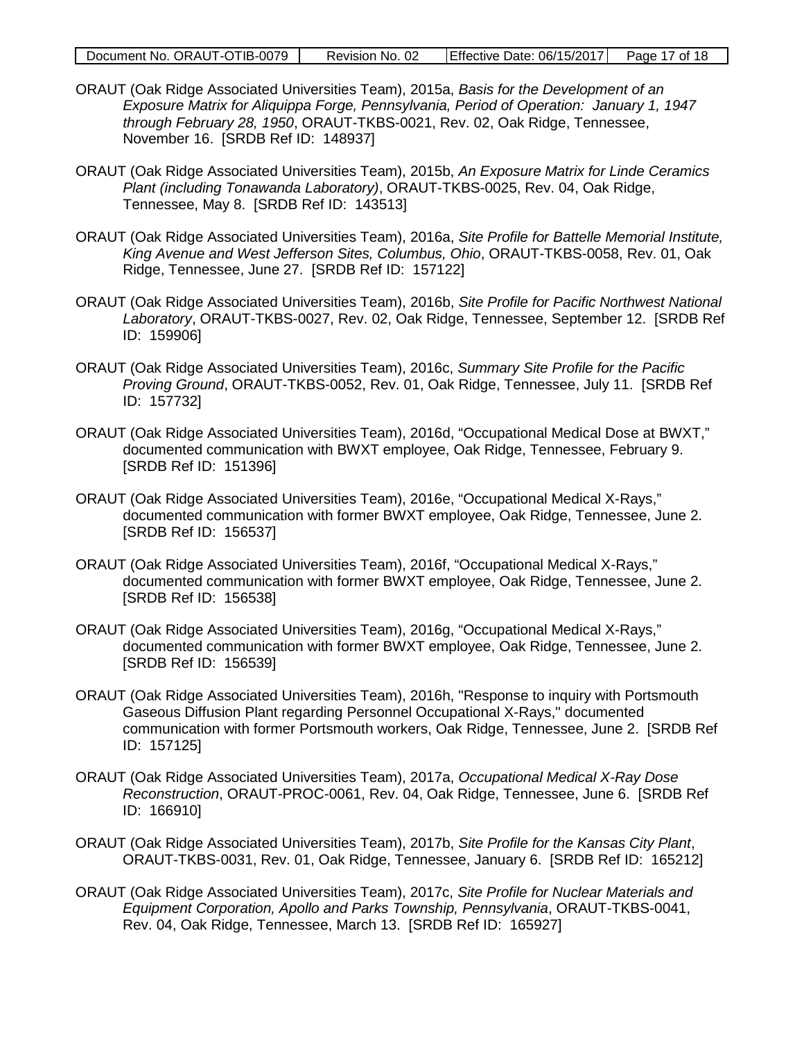ORAUT (Oak Ridge Associated Universities Team), 2015a, *Basis for the Development of an Exposure Matrix for Aliquippa Forge, Pennsylvania, Period of Operation: January 1, 1947 through February 28, 1950*, ORAUT-TKBS-0021, Rev. 02, Oak Ridge, Tennessee, November 16. [SRDB Ref ID: 148937]

ORAUT (Oak Ridge Associated Universities Team), 2015b, *An Exposure Matrix for Linde Ceramics Plant (including Tonawanda Laboratory)*, ORAUT-TKBS-0025, Rev. 04, Oak Ridge, Tennessee, May 8. [SRDB Ref ID: 143513]

ORAUT (Oak Ridge Associated Universities Team), 2016a, *Site Profile for Battelle Memorial Institute, King Avenue and West Jefferson Sites, Columbus, Ohio*, ORAUT-TKBS-0058, Rev. 01, Oak Ridge, Tennessee, June 27. [SRDB Ref ID: 157122]

ORAUT (Oak Ridge Associated Universities Team), 2016b, *Site Profile for Pacific Northwest National Laboratory*, ORAUT-TKBS-0027, Rev. 02, Oak Ridge, Tennessee, September 12. [SRDB Ref ID: 159906]

ORAUT (Oak Ridge Associated Universities Team), 2016c, *Summary Site Profile for the Pacific Proving Ground*, ORAUT-TKBS-0052, Rev. 01, Oak Ridge, Tennessee, July 11. [SRDB Ref ID: 157732]

ORAUT (Oak Ridge Associated Universities Team), 2016d, "Occupational Medical Dose at BWXT," documented communication with BWXT employee, Oak Ridge, Tennessee, February 9. [SRDB Ref ID: 151396]

ORAUT (Oak Ridge Associated Universities Team), 2016e, "Occupational Medical X-Rays," documented communication with former BWXT employee, Oak Ridge, Tennessee, June 2. [SRDB Ref ID: 156537]

ORAUT (Oak Ridge Associated Universities Team), 2016f, "Occupational Medical X-Rays," documented communication with former BWXT employee, Oak Ridge, Tennessee, June 2. [SRDB Ref ID: 156538]

ORAUT (Oak Ridge Associated Universities Team), 2016g, "Occupational Medical X-Rays," documented communication with former BWXT employee, Oak Ridge, Tennessee, June 2. [SRDB Ref ID: 156539]

ORAUT (Oak Ridge Associated Universities Team), 2016h, "Response to inquiry with Portsmouth Gaseous Diffusion Plant regarding Personnel Occupational X-Rays," documented communication with former Portsmouth workers, Oak Ridge, Tennessee, June 2. [SRDB Ref ID: 157125]

ORAUT (Oak Ridge Associated Universities Team), 2017a, *Occupational Medical X-Ray Dose Reconstruction*, ORAUT-PROC-0061, Rev. 04, Oak Ridge, Tennessee, June 6. [SRDB Ref ID: 166910]

ORAUT (Oak Ridge Associated Universities Team), 2017b, *Site Profile for the Kansas City Plant*, ORAUT-TKBS-0031, Rev. 01, Oak Ridge, Tennessee, January 6. [SRDB Ref ID: 165212]

ORAUT (Oak Ridge Associated Universities Team), 2017c, *Site Profile for Nuclear Materials and Equipment Corporation, Apollo and Parks Township, Pennsylvania*, ORAUT-TKBS-0041, Rev. 04, Oak Ridge, Tennessee, March 13. [SRDB Ref ID: 165927]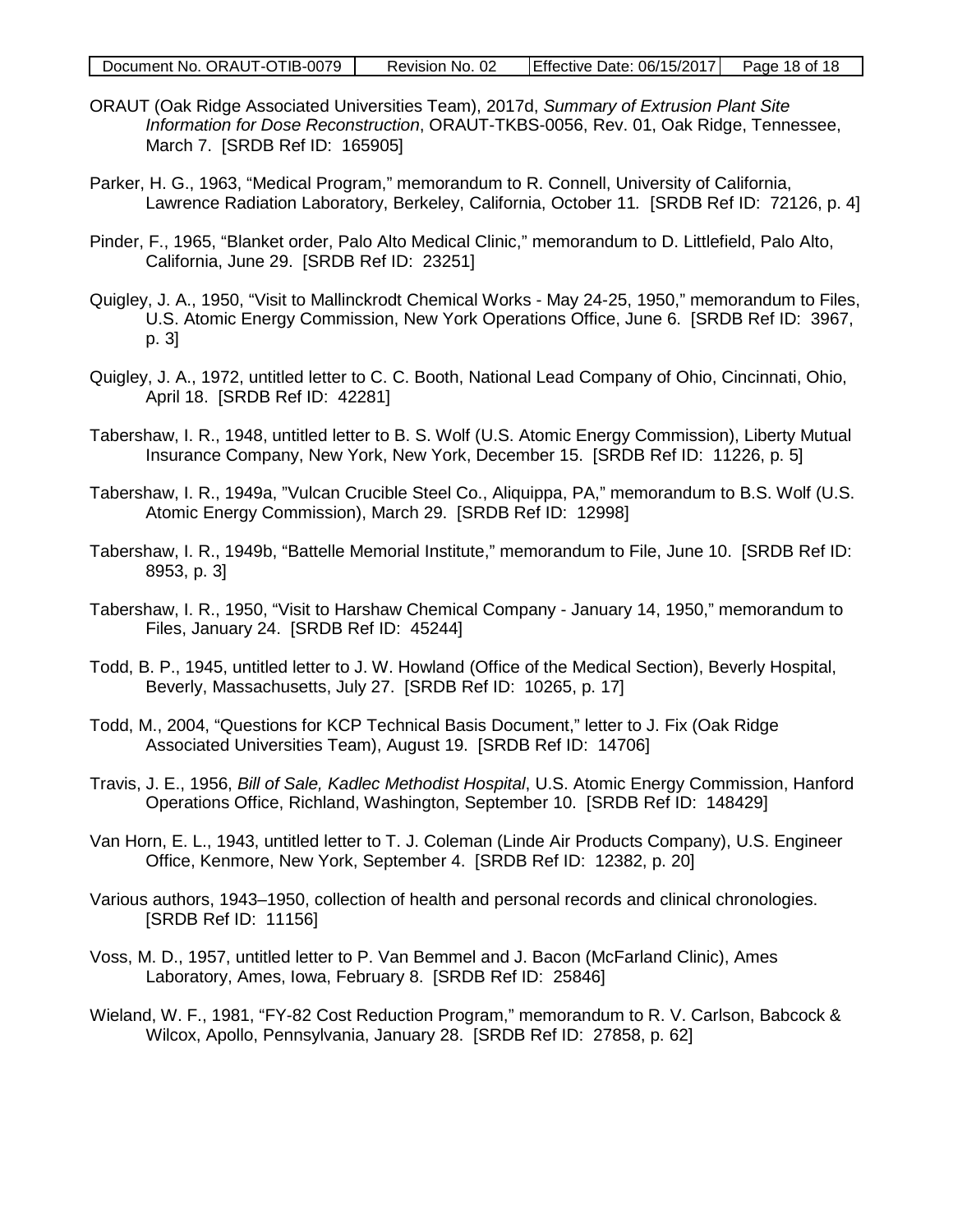ORAUT (Oak Ridge Associated Universities Team), 2017d, *Summary of Extrusion Plant Site Information for Dose Reconstruction*, ORAUT-TKBS-0056, Rev. 01, Oak Ridge, Tennessee, March 7. [SRDB Ref ID: 165905]

Parker, H. G., 1963, "Medical Program," memorandum to R. Connell, University of California, Lawrence Radiation Laboratory, Berkeley, California, October 11. [SRDB Ref ID: 72126, p. 4]

Pinder, F., 1965, "Blanket order, Palo Alto Medical Clinic," memorandum to D. Littlefield, Palo Alto, California, June 29. [SRDB Ref ID: 23251]

Quigley, J. A., 1950, "Visit to Mallinckrodt Chemical Works - May 24-25, 1950," memorandum to Files, U.S. Atomic Energy Commission, New York Operations Office, June 6. [SRDB Ref ID: 3967, p. 3]

Quigley, J. A., 1972, untitled letter to C. C. Booth, National Lead Company of Ohio, Cincinnati, Ohio, April 18. [SRDB Ref ID: 42281]

Tabershaw, I. R., 1948, untitled letter to B. S. Wolf (U.S. Atomic Energy Commission), Liberty Mutual Insurance Company, New York, New York, December 15. [SRDB Ref ID: 11226, p. 5]

Tabershaw, I. R., 1949a, "Vulcan Crucible Steel Co., Aliquippa, PA," memorandum to B.S. Wolf (U.S. Atomic Energy Commission), March 29. [SRDB Ref ID: 12998]

Tabershaw, I. R., 1949b, "Battelle Memorial Institute," memorandum to File, June 10. [SRDB Ref ID: 8953, p. 3]

Tabershaw, I. R., 1950, "Visit to Harshaw Chemical Company - January 14, 1950," memorandum to Files, January 24. [SRDB Ref ID: 45244]

Todd, B. P., 1945, untitled letter to J. W. Howland (Office of the Medical Section), Beverly Hospital, Beverly, Massachusetts, July 27. [SRDB Ref ID: 10265, p. 17]

Todd, M., 2004, "Questions for KCP Technical Basis Document," letter to J. Fix (Oak Ridge Associated Universities Team), August 19. [SRDB Ref ID: 14706]

Travis, J. E., 1956, *Bill of Sale, Kadlec Methodist Hospital*, U.S. Atomic Energy Commission, Hanford Operations Office, Richland, Washington, September 10. [SRDB Ref ID: 148429]

Van Horn, E. L., 1943, untitled letter to T. J. Coleman (Linde Air Products Company), U.S. Engineer Office, Kenmore, New York, September 4. [SRDB Ref ID: 12382, p. 20]

Various authors, 1943–1950, collection of health and personal records and clinical chronologies. [SRDB Ref ID: 11156]

Voss, M. D., 1957, untitled letter to P. Van Bemmel and J. Bacon (McFarland Clinic), Ames Laboratory, Ames, Iowa, February 8. [SRDB Ref ID: 25846]

Wieland, W. F., 1981, "FY-82 Cost Reduction Program," memorandum to R. V. Carlson, Babcock & Wilcox, Apollo, Pennsylvania, January 28. [SRDB Ref ID: 27858, p. 62]